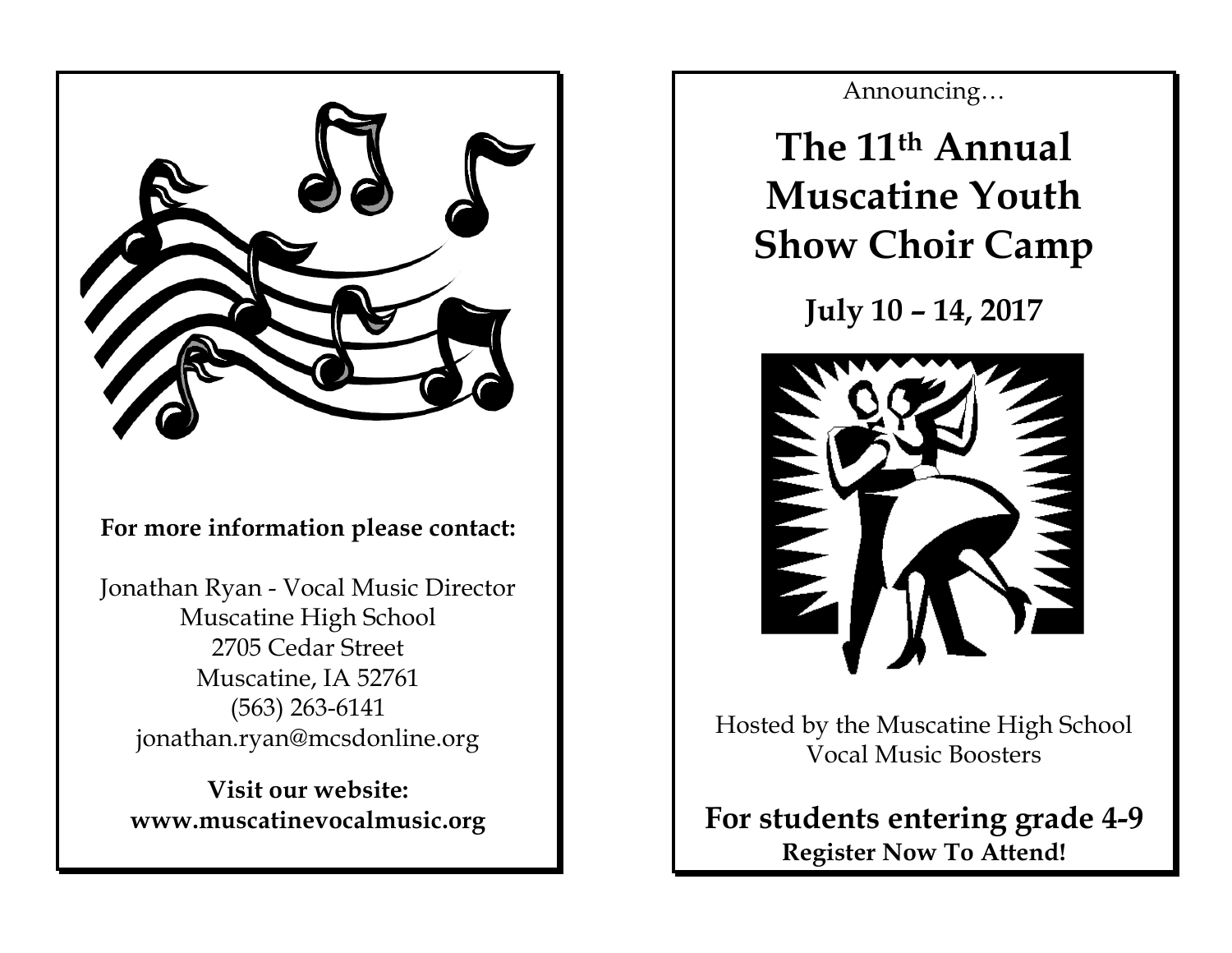**For more information please contact:**

Jonathan Ryan - Vocal Music Director
Muscatine High School
2705 Cedar Street
Muscatine, IA 52761
(563) 263-6141
jonathan.ryan@mcsdonline.org

**Visit our website:**
**www.muscatinevocalmusic.org**

Announcing…

# The 11th Annual Muscatine Youth Show Choir Camp

## July 10 – 14, 2017

Hosted by the Muscatine High School Vocal Music Boosters

**For students entering grade 4-9**

**Register Now To Attend!**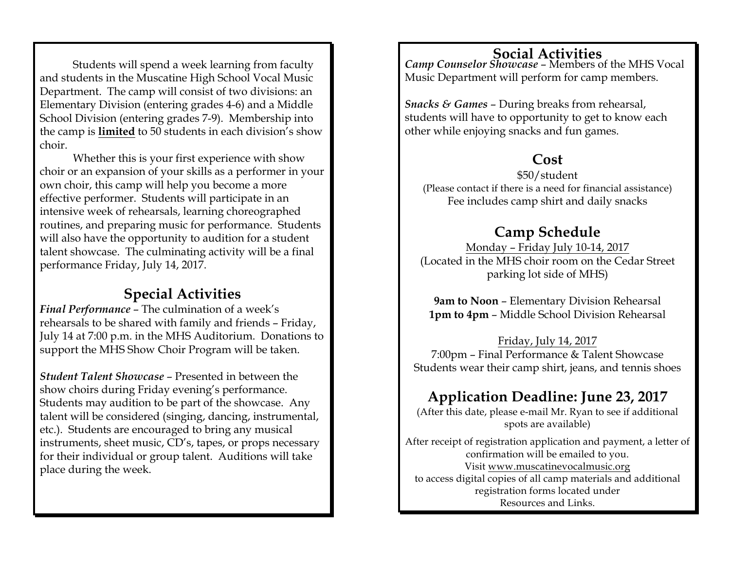Students will spend a week learning from faculty and students in the Muscatine High School Vocal Music Department. The camp will consist of two divisions: an Elementary Division (entering grades 4-6) and a Middle School Division (entering grades 7-9). Membership into the camp is **limited** to 50 students in each division's show choir.

Whether this is your first experience with show choir or an expansion of your skills as a performer in your own choir, this camp will help you become a more effective performer. Students will participate in an intensive week of rehearsals, learning choreographed routines, and preparing music for performance. Students will also have the opportunity to audition for a student talent showcase. The culminating activity will be a final performance Friday, July 14, 2017.

## Special Activities

***Final Performance*** – The culmination of a week's rehearsals to be shared with family and friends – Friday, July 14 at 7:00 p.m. in the MHS Auditorium. Donations to support the MHS Show Choir Program will be taken.

***Student Talent Showcase*** – Presented in between the show choirs during Friday evening's performance. Students may audition to be part of the showcase. Any talent will be considered (singing, dancing, instrumental, etc.). Students are encouraged to bring any musical instruments, sheet music, CD's, tapes, or props necessary for their individual or group talent. Auditions will take place during the week.

## Social Activities

***Camp Counselor Showcase*** – Members of the MHS Vocal Music Department will perform for camp members.

***Snacks & Games*** – During breaks from rehearsal, students will have to opportunity to get to know each other while enjoying snacks and fun games.

## Cost

$50/student

(Please contact if there is a need for financial assistance)

Fee includes camp shirt and daily snacks

## Camp Schedule

Monday – Friday July 10-14, 2017

(Located in the MHS choir room on the Cedar Street parking lot side of MHS)

**9am to Noon** – Elementary Division Rehearsal

**1pm to 4pm** – Middle School Division Rehearsal

Friday, July 14, 2017

7:00pm – Final Performance & Talent Showcase

Students wear their camp shirt, jeans, and tennis shoes

## Application Deadline: June 23, 2017

(After this date, please e-mail Mr. Ryan to see if additional spots are available)

After receipt of registration application and payment, a letter of confirmation will be emailed to you.

Visit www.muscatinevocalmusic.org to access digital copies of all camp materials and additional registration forms located under Resources and Links.